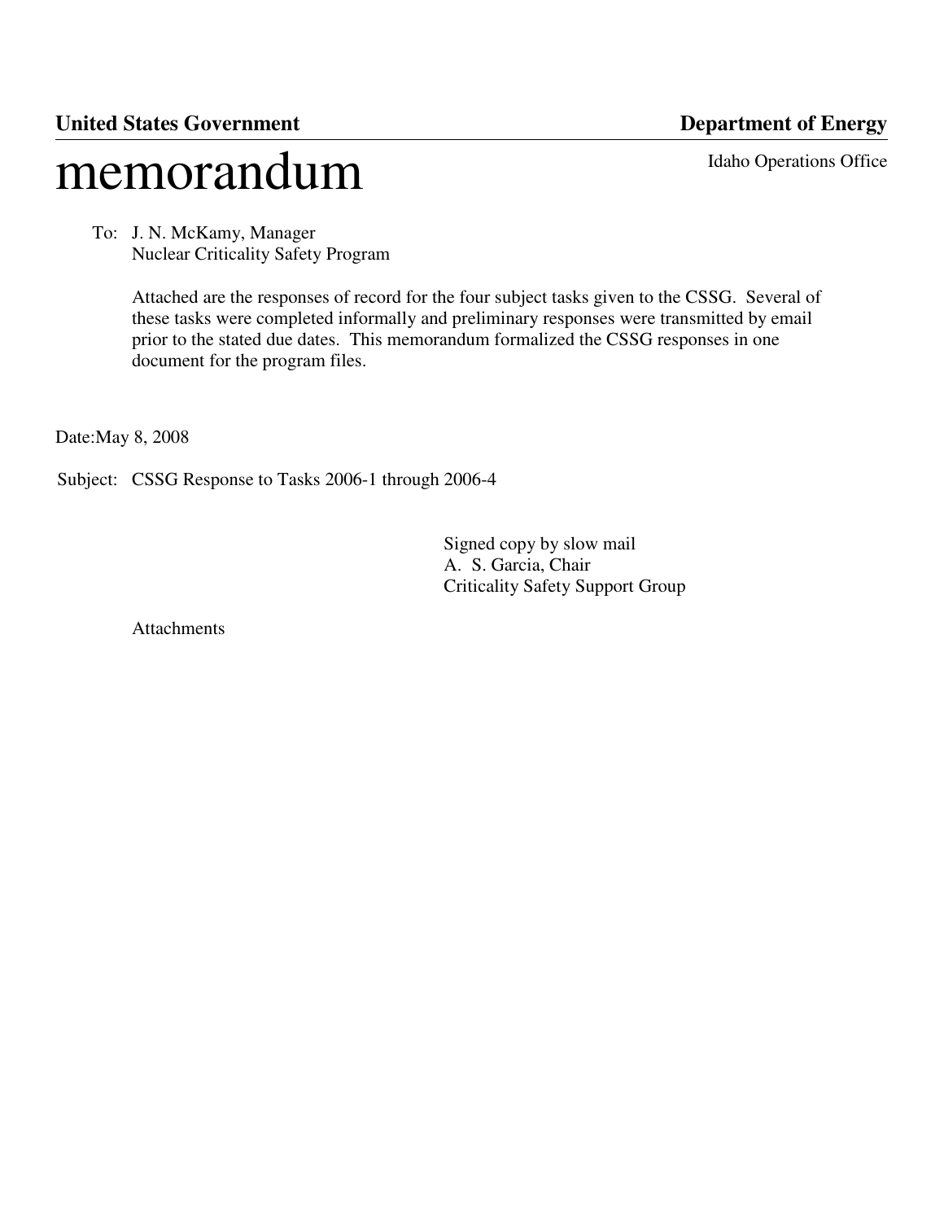**United States Government** **Department of Energy**

# memorandum

Idaho Operations Office

To: J. N. McKamy, Manager
Nuclear Criticality Safety Program

Attached are the responses of record for the four subject tasks given to the CSSG. Several of these tasks were completed informally and preliminary responses were transmitted by email prior to the stated due dates. This memorandum formalized the CSSG responses in one document for the program files.

Date:May 8, 2008

Subject: CSSG Response to Tasks 2006-1 through 2006-4

Signed copy by slow mail
A. S. Garcia, Chair
Criticality Safety Support Group

Attachments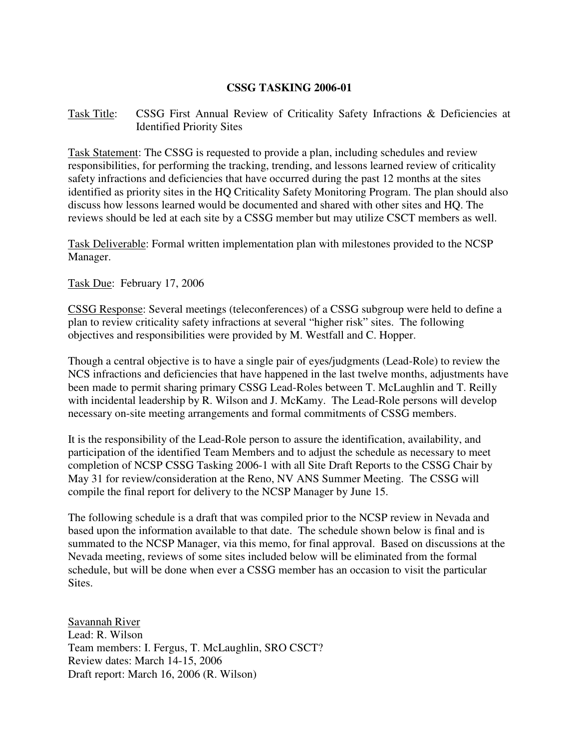**CSSG TASKING 2006-01**

Task Title: CSSG First Annual Review of Criticality Safety Infractions & Deficiencies at Identified Priority Sites

Task Statement: The CSSG is requested to provide a plan, including schedules and review responsibilities, for performing the tracking, trending, and lessons learned review of criticality safety infractions and deficiencies that have occurred during the past 12 months at the sites identified as priority sites in the HQ Criticality Safety Monitoring Program. The plan should also discuss how lessons learned would be documented and shared with other sites and HQ. The reviews should be led at each site by a CSSG member but may utilize CSCT members as well.

Task Deliverable: Formal written implementation plan with milestones provided to the NCSP Manager.

Task Due: February 17, 2006

CSSG Response: Several meetings (teleconferences) of a CSSG subgroup were held to define a plan to review criticality safety infractions at several "higher risk" sites. The following objectives and responsibilities were provided by M. Westfall and C. Hopper.

Though a central objective is to have a single pair of eyes/judgments (Lead-Role) to review the NCS infractions and deficiencies that have happened in the last twelve months, adjustments have been made to permit sharing primary CSSG Lead-Roles between T. McLaughlin and T. Reilly with incidental leadership by R. Wilson and J. McKamy. The Lead-Role persons will develop necessary on-site meeting arrangements and formal commitments of CSSG members.

It is the responsibility of the Lead-Role person to assure the identification, availability, and participation of the identified Team Members and to adjust the schedule as necessary to meet completion of NCSP CSSG Tasking 2006-1 with all Site Draft Reports to the CSSG Chair by May 31 for review/consideration at the Reno, NV ANS Summer Meeting. The CSSG will compile the final report for delivery to the NCSP Manager by June 15.

The following schedule is a draft that was compiled prior to the NCSP review in Nevada and based upon the information available to that date. The schedule shown below is final and is summated to the NCSP Manager, via this memo, for final approval. Based on discussions at the Nevada meeting, reviews of some sites included below will be eliminated from the formal schedule, but will be done when ever a CSSG member has an occasion to visit the particular Sites.

Savannah River
Lead: R. Wilson
Team members: I. Fergus, T. McLaughlin, SRO CSCT?
Review dates: March 14-15, 2006
Draft report: March 16, 2006 (R. Wilson)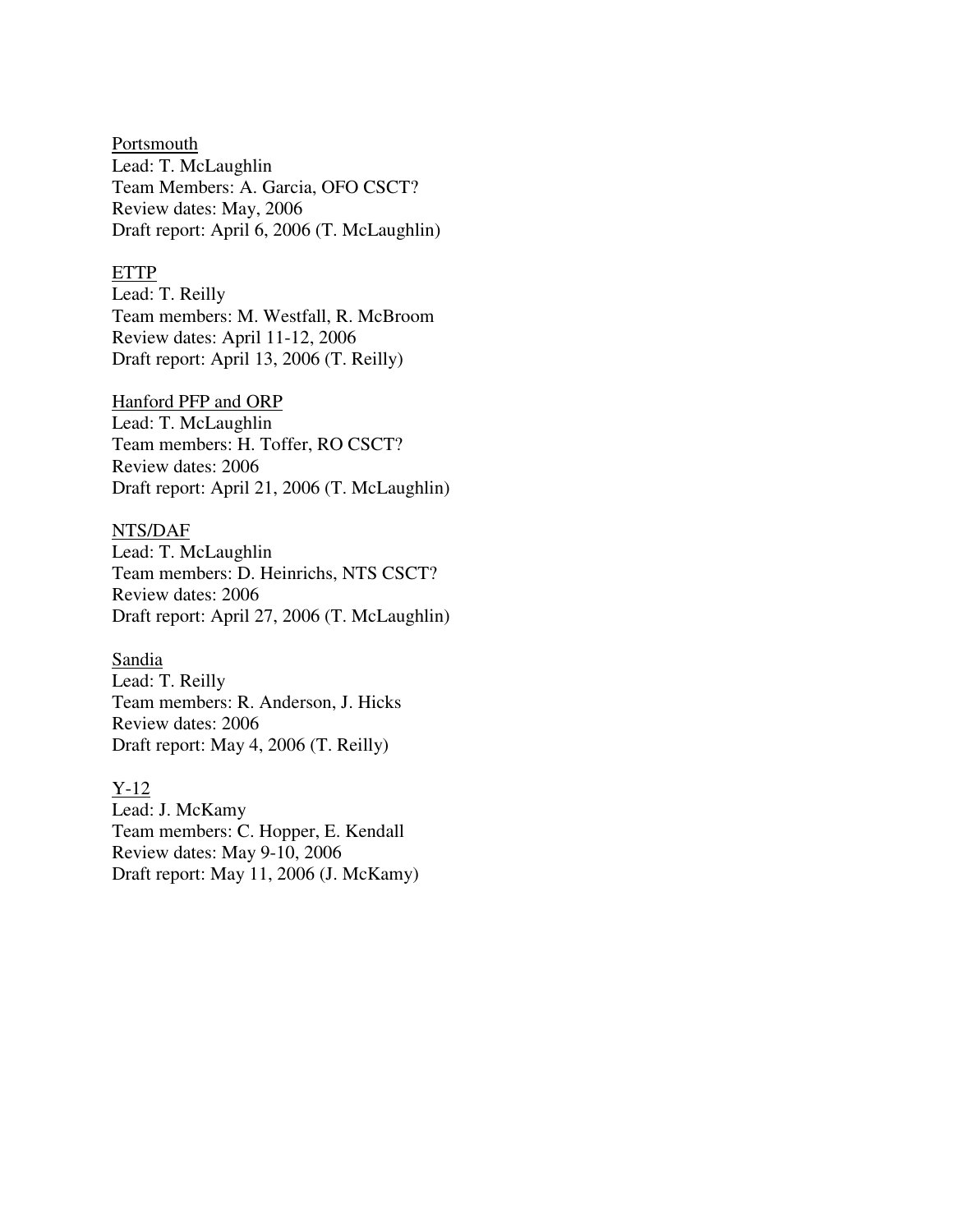<u>Portsmouth</u>
Lead: T. McLaughlin
Team Members: A. Garcia, OFO CSCT?
Review dates: May, 2006
Draft report: April 6, 2006 (T. McLaughlin)

<u>ETTP</u>
Lead: T. Reilly
Team members: M. Westfall, R. McBroom
Review dates: April 11-12, 2006
Draft report: April 13, 2006 (T. Reilly)

<u>Hanford PFP and ORP</u>
Lead: T. McLaughlin
Team members: H. Toffer, RO CSCT?
Review dates: 2006
Draft report: April 21, 2006 (T. McLaughlin)

<u>NTS/DAF</u>
Lead: T. McLaughlin
Team members: D. Heinrichs, NTS CSCT?
Review dates: 2006
Draft report: April 27, 2006 (T. McLaughlin)

<u>Sandia</u>
Lead: T. Reilly
Team members: R. Anderson, J. Hicks
Review dates: 2006
Draft report: May 4, 2006 (T. Reilly)

<u>Y-12</u>
Lead: J. McKamy
Team members: C. Hopper, E. Kendall
Review dates: May 9-10, 2006
Draft report: May 11, 2006 (J. McKamy)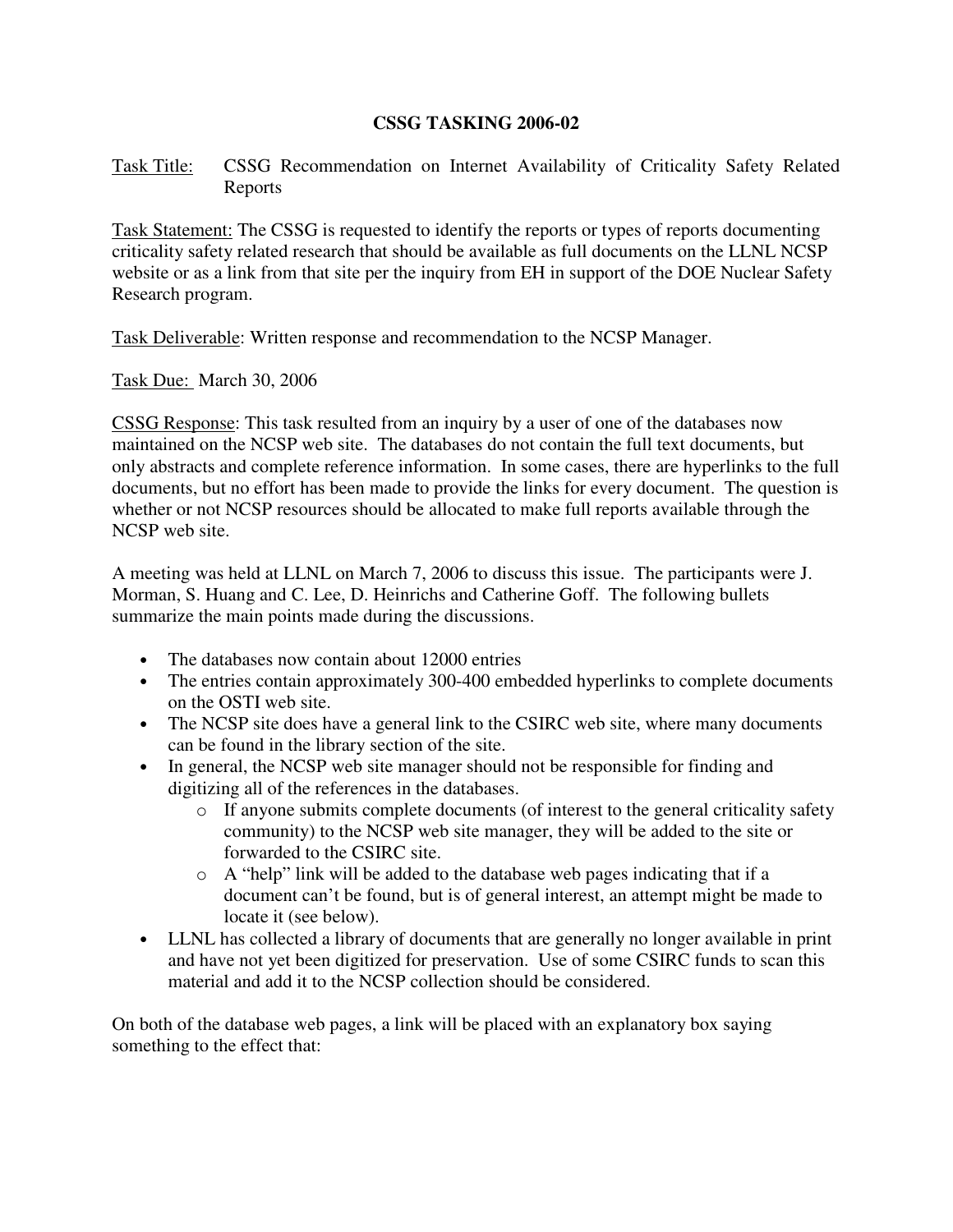**CSSG TASKING 2006-02**

Task Title: CSSG Recommendation on Internet Availability of Criticality Safety Related Reports

Task Statement: The CSSG is requested to identify the reports or types of reports documenting criticality safety related research that should be available as full documents on the LLNL NCSP website or as a link from that site per the inquiry from EH in support of the DOE Nuclear Safety Research program.

Task Deliverable: Written response and recommendation to the NCSP Manager.

Task Due: March 30, 2006

CSSG Response: This task resulted from an inquiry by a user of one of the databases now maintained on the NCSP web site. The databases do not contain the full text documents, but only abstracts and complete reference information. In some cases, there are hyperlinks to the full documents, but no effort has been made to provide the links for every document. The question is whether or not NCSP resources should be allocated to make full reports available through the NCSP web site.

A meeting was held at LLNL on March 7, 2006 to discuss this issue. The participants were J. Morman, S. Huang and C. Lee, D. Heinrichs and Catherine Goff. The following bullets summarize the main points made during the discussions.

- The databases now contain about 12000 entries
- The entries contain approximately 300-400 embedded hyperlinks to complete documents on the OSTI web site.
- The NCSP site does have a general link to the CSIRC web site, where many documents can be found in the library section of the site.
- In general, the NCSP web site manager should not be responsible for finding and digitizing all of the references in the databases.
  - If anyone submits complete documents (of interest to the general criticality safety community) to the NCSP web site manager, they will be added to the site or forwarded to the CSIRC site.
  - A "help" link will be added to the database web pages indicating that if a document can't be found, but is of general interest, an attempt might be made to locate it (see below).
- LLNL has collected a library of documents that are generally no longer available in print and have not yet been digitized for preservation. Use of some CSIRC funds to scan this material and add it to the NCSP collection should be considered.

On both of the database web pages, a link will be placed with an explanatory box saying something to the effect that: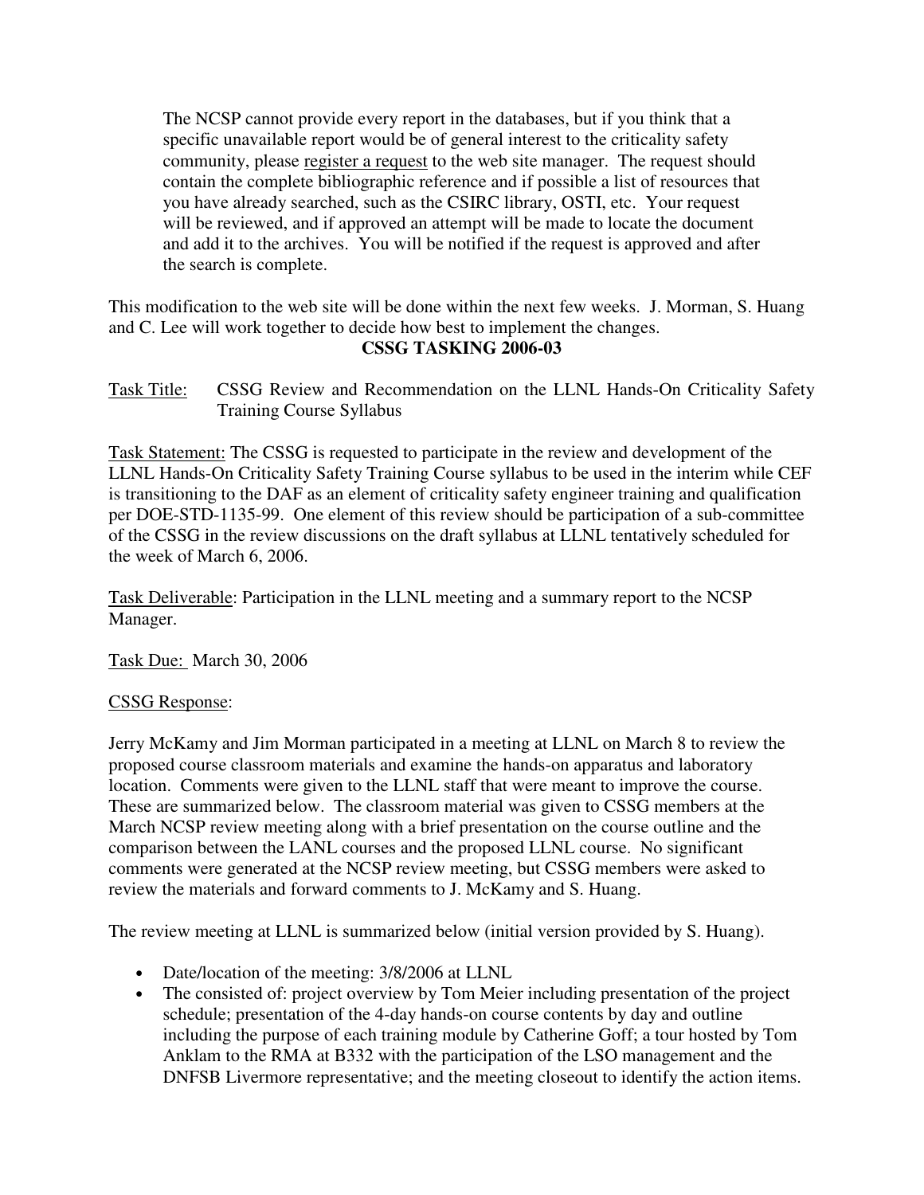The NCSP cannot provide every report in the databases, but if you think that a specific unavailable report would be of general interest to the criticality safety community, please register a request to the web site manager. The request should contain the complete bibliographic reference and if possible a list of resources that you have already searched, such as the CSIRC library, OSTI, etc. Your request will be reviewed, and if approved an attempt will be made to locate the document and add it to the archives. You will be notified if the request is approved and after the search is complete.

This modification to the web site will be done within the next few weeks. J. Morman, S. Huang and C. Lee will work together to decide how best to implement the changes.

**CSSG TASKING 2006-03**

Task Title: CSSG Review and Recommendation on the LLNL Hands-On Criticality Safety Training Course Syllabus

Task Statement: The CSSG is requested to participate in the review and development of the LLNL Hands-On Criticality Safety Training Course syllabus to be used in the interim while CEF is transitioning to the DAF as an element of criticality safety engineer training and qualification per DOE-STD-1135-99. One element of this review should be participation of a sub-committee of the CSSG in the review discussions on the draft syllabus at LLNL tentatively scheduled for the week of March 6, 2006.

Task Deliverable: Participation in the LLNL meeting and a summary report to the NCSP Manager.

Task Due: March 30, 2006

CSSG Response:

Jerry McKamy and Jim Morman participated in a meeting at LLNL on March 8 to review the proposed course classroom materials and examine the hands-on apparatus and laboratory location. Comments were given to the LLNL staff that were meant to improve the course. These are summarized below. The classroom material was given to CSSG members at the March NCSP review meeting along with a brief presentation on the course outline and the comparison between the LANL courses and the proposed LLNL course. No significant comments were generated at the NCSP review meeting, but CSSG members were asked to review the materials and forward comments to J. McKamy and S. Huang.

The review meeting at LLNL is summarized below (initial version provided by S. Huang).

- Date/location of the meeting: 3/8/2006 at LLNL
- The consisted of: project overview by Tom Meier including presentation of the project schedule; presentation of the 4-day hands-on course contents by day and outline including the purpose of each training module by Catherine Goff; a tour hosted by Tom Anklam to the RMA at B332 with the participation of the LSO management and the DNFSB Livermore representative; and the meeting closeout to identify the action items.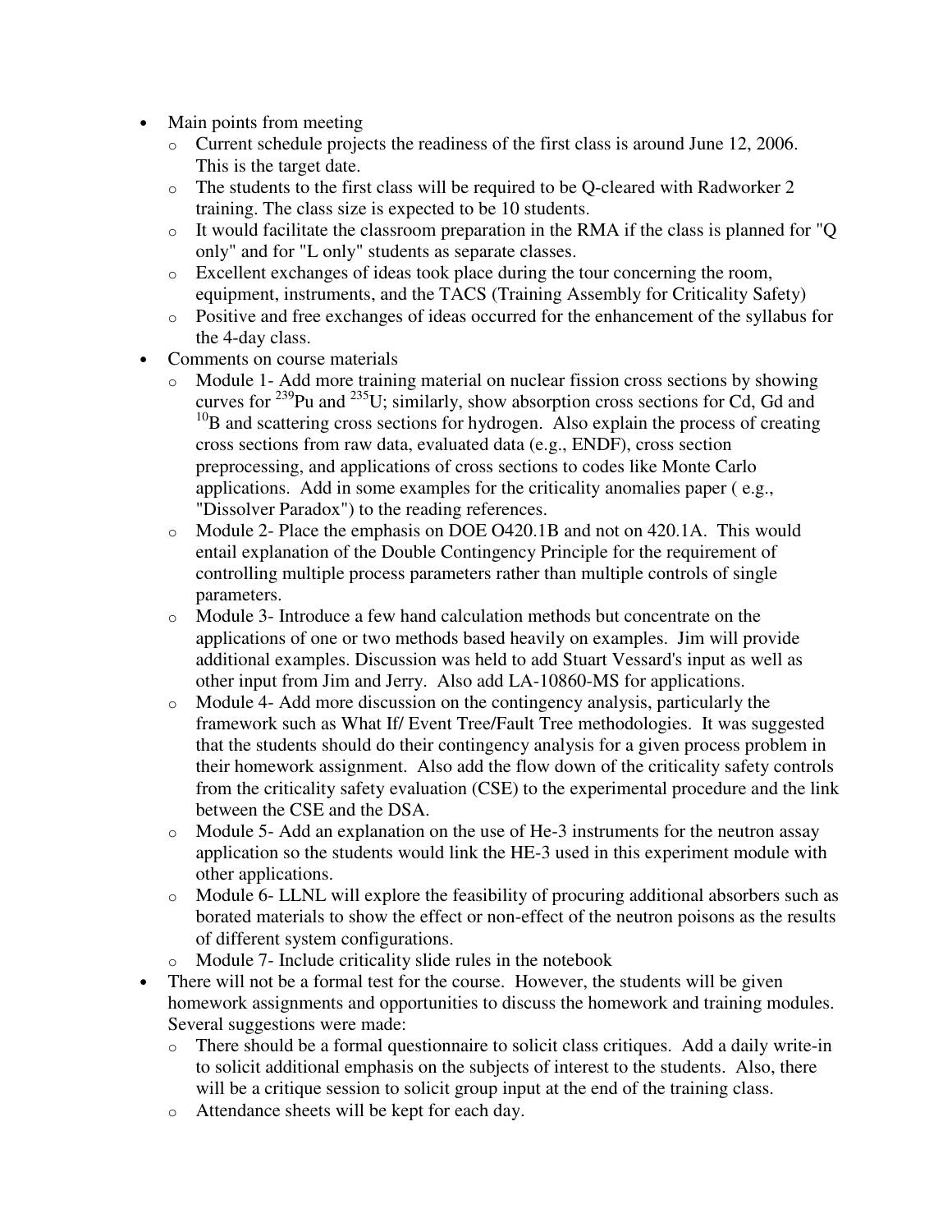- Main points from meeting
  - Current schedule projects the readiness of the first class is around June 12, 2006. This is the target date.
  - The students to the first class will be required to be Q-cleared with Radworker 2 training. The class size is expected to be 10 students.
  - It would facilitate the classroom preparation in the RMA if the class is planned for "Q only" and for "L only" students as separate classes.
  - Excellent exchanges of ideas took place during the tour concerning the room, equipment, instruments, and the TACS (Training Assembly for Criticality Safety)
  - Positive and free exchanges of ideas occurred for the enhancement of the syllabus for the 4-day class.
- Comments on course materials
  - Module 1- Add more training material on nuclear fission cross sections by showing curves for $^{239}$Pu and $^{235}$U; similarly, show absorption cross sections for Cd, Gd and $^{10}$B and scattering cross sections for hydrogen. Also explain the process of creating cross sections from raw data, evaluated data (e.g., ENDF), cross section preprocessing, and applications of cross sections to codes like Monte Carlo applications. Add in some examples for the criticality anomalies paper ( e.g., "Dissolver Paradox") to the reading references.
  - Module 2- Place the emphasis on DOE O420.1B and not on 420.1A. This would entail explanation of the Double Contingency Principle for the requirement of controlling multiple process parameters rather than multiple controls of single parameters.
  - Module 3- Introduce a few hand calculation methods but concentrate on the applications of one or two methods based heavily on examples. Jim will provide additional examples. Discussion was held to add Stuart Vessard's input as well as other input from Jim and Jerry. Also add LA-10860-MS for applications.
  - Module 4- Add more discussion on the contingency analysis, particularly the framework such as What If/ Event Tree/Fault Tree methodologies. It was suggested that the students should do their contingency analysis for a given process problem in their homework assignment. Also add the flow down of the criticality safety controls from the criticality safety evaluation (CSE) to the experimental procedure and the link between the CSE and the DSA.
  - Module 5- Add an explanation on the use of He-3 instruments for the neutron assay application so the students would link the HE-3 used in this experiment module with other applications.
  - Module 6- LLNL will explore the feasibility of procuring additional absorbers such as borated materials to show the effect or non-effect of the neutron poisons as the results of different system configurations.
  - Module 7- Include criticality slide rules in the notebook
- There will not be a formal test for the course. However, the students will be given homework assignments and opportunities to discuss the homework and training modules. Several suggestions were made:
  - There should be a formal questionnaire to solicit class critiques. Add a daily write-in to solicit additional emphasis on the subjects of interest to the students. Also, there will be a critique session to solicit group input at the end of the training class.
  - Attendance sheets will be kept for each day.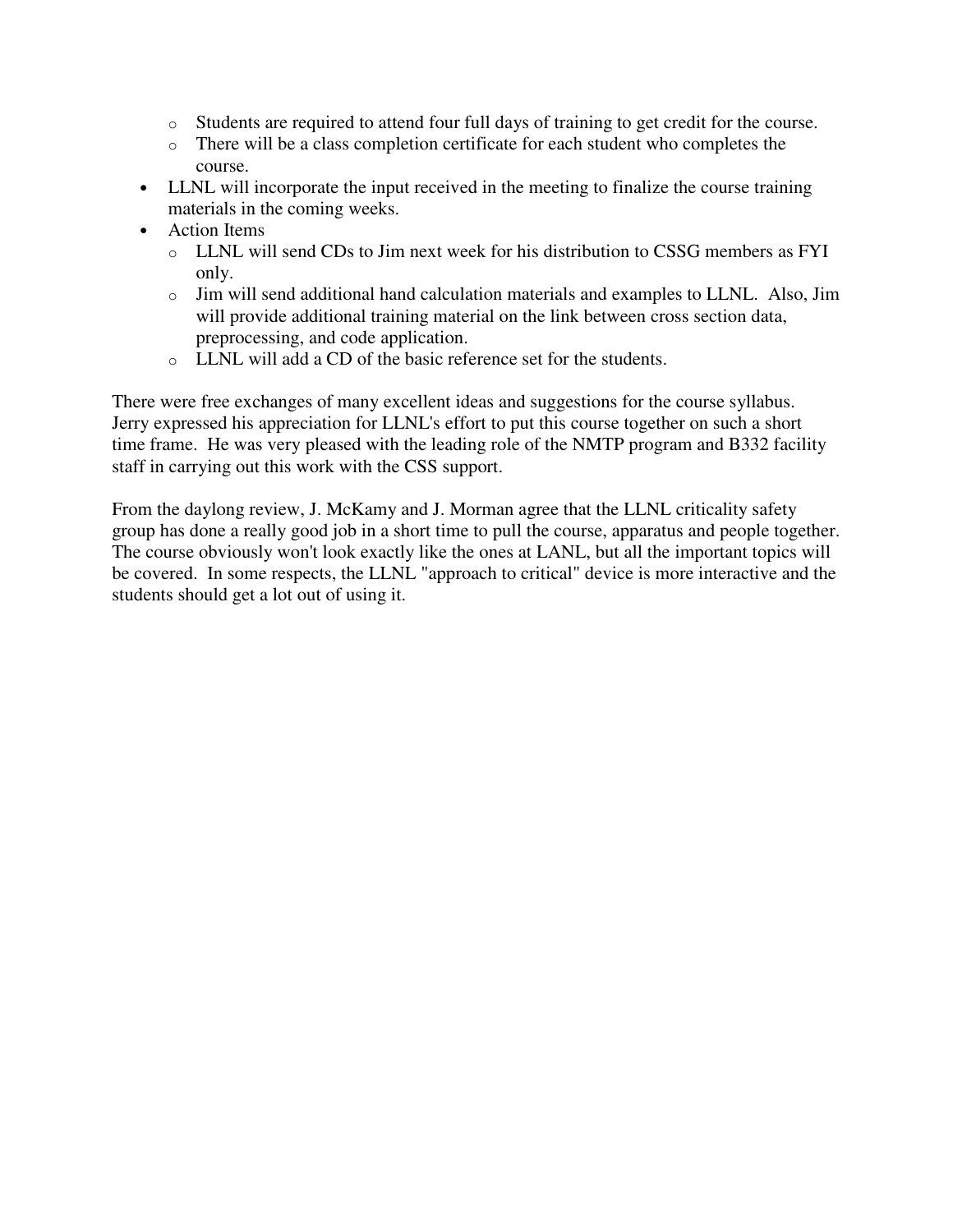- Students are required to attend four full days of training to get credit for the course.
   - There will be a class completion certificate for each student who completes the course.
- LLNL will incorporate the input received in the meeting to finalize the course training materials in the coming weeks.
- Action Items
   - LLNL will send CDs to Jim next week for his distribution to CSSG members as FYI only.
   - Jim will send additional hand calculation materials and examples to LLNL. Also, Jim will provide additional training material on the link between cross section data, preprocessing, and code application.
   - LLNL will add a CD of the basic reference set for the students.

There were free exchanges of many excellent ideas and suggestions for the course syllabus. Jerry expressed his appreciation for LLNL's effort to put this course together on such a short time frame. He was very pleased with the leading role of the NMTP program and B332 facility staff in carrying out this work with the CSS support.

From the daylong review, J. McKamy and J. Morman agree that the LLNL criticality safety group has done a really good job in a short time to pull the course, apparatus and people together. The course obviously won't look exactly like the ones at LANL, but all the important topics will be covered. In some respects, the LLNL "approach to critical" device is more interactive and the students should get a lot out of using it.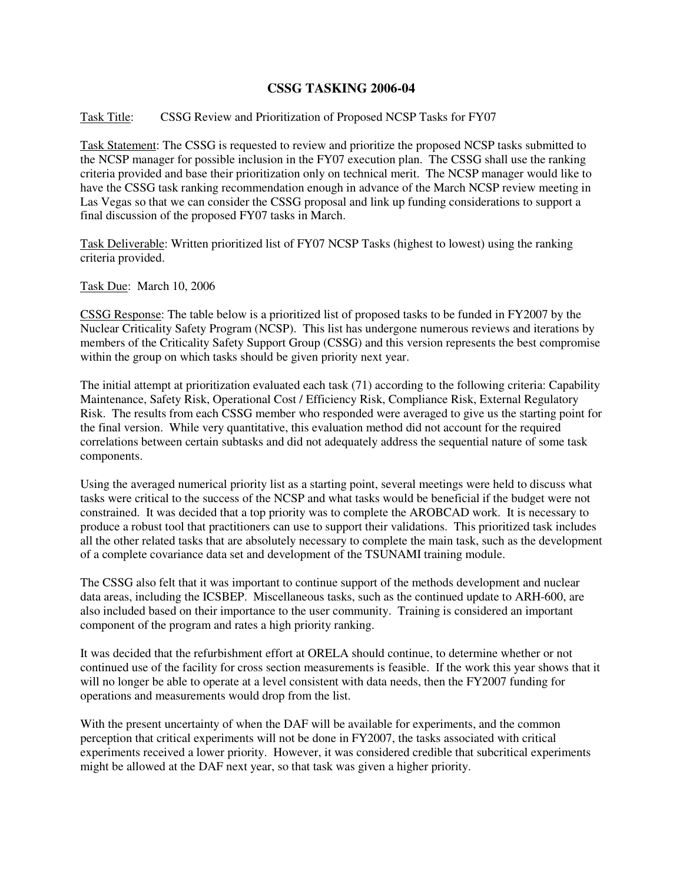# CSSG TASKING 2006-04

Task Title: CSSG Review and Prioritization of Proposed NCSP Tasks for FY07

Task Statement: The CSSG is requested to review and prioritize the proposed NCSP tasks submitted to the NCSP manager for possible inclusion in the FY07 execution plan. The CSSG shall use the ranking criteria provided and base their prioritization only on technical merit. The NCSP manager would like to have the CSSG task ranking recommendation enough in advance of the March NCSP review meeting in Las Vegas so that we can consider the CSSG proposal and link up funding considerations to support a final discussion of the proposed FY07 tasks in March.

Task Deliverable: Written prioritized list of FY07 NCSP Tasks (highest to lowest) using the ranking criteria provided.

Task Due: March 10, 2006

CSSG Response: The table below is a prioritized list of proposed tasks to be funded in FY2007 by the Nuclear Criticality Safety Program (NCSP). This list has undergone numerous reviews and iterations by members of the Criticality Safety Support Group (CSSG) and this version represents the best compromise within the group on which tasks should be given priority next year.

The initial attempt at prioritization evaluated each task (71) according to the following criteria: Capability Maintenance, Safety Risk, Operational Cost / Efficiency Risk, Compliance Risk, External Regulatory Risk. The results from each CSSG member who responded were averaged to give us the starting point for the final version. While very quantitative, this evaluation method did not account for the required correlations between certain subtasks and did not adequately address the sequential nature of some task components.

Using the averaged numerical priority list as a starting point, several meetings were held to discuss what tasks were critical to the success of the NCSP and what tasks would be beneficial if the budget were not constrained. It was decided that a top priority was to complete the AROBCAD work. It is necessary to produce a robust tool that practitioners can use to support their validations. This prioritized task includes all the other related tasks that are absolutely necessary to complete the main task, such as the development of a complete covariance data set and development of the TSUNAMI training module.

The CSSG also felt that it was important to continue support of the methods development and nuclear data areas, including the ICSBEP. Miscellaneous tasks, such as the continued update to ARH-600, are also included based on their importance to the user community. Training is considered an important component of the program and rates a high priority ranking.

It was decided that the refurbishment effort at ORELA should continue, to determine whether or not continued use of the facility for cross section measurements is feasible. If the work this year shows that it will no longer be able to operate at a level consistent with data needs, then the FY2007 funding for operations and measurements would drop from the list.

With the present uncertainty of when the DAF will be available for experiments, and the common perception that critical experiments will not be done in FY2007, the tasks associated with critical experiments received a lower priority. However, it was considered credible that subcritical experiments might be allowed at the DAF next year, so that task was given a higher priority.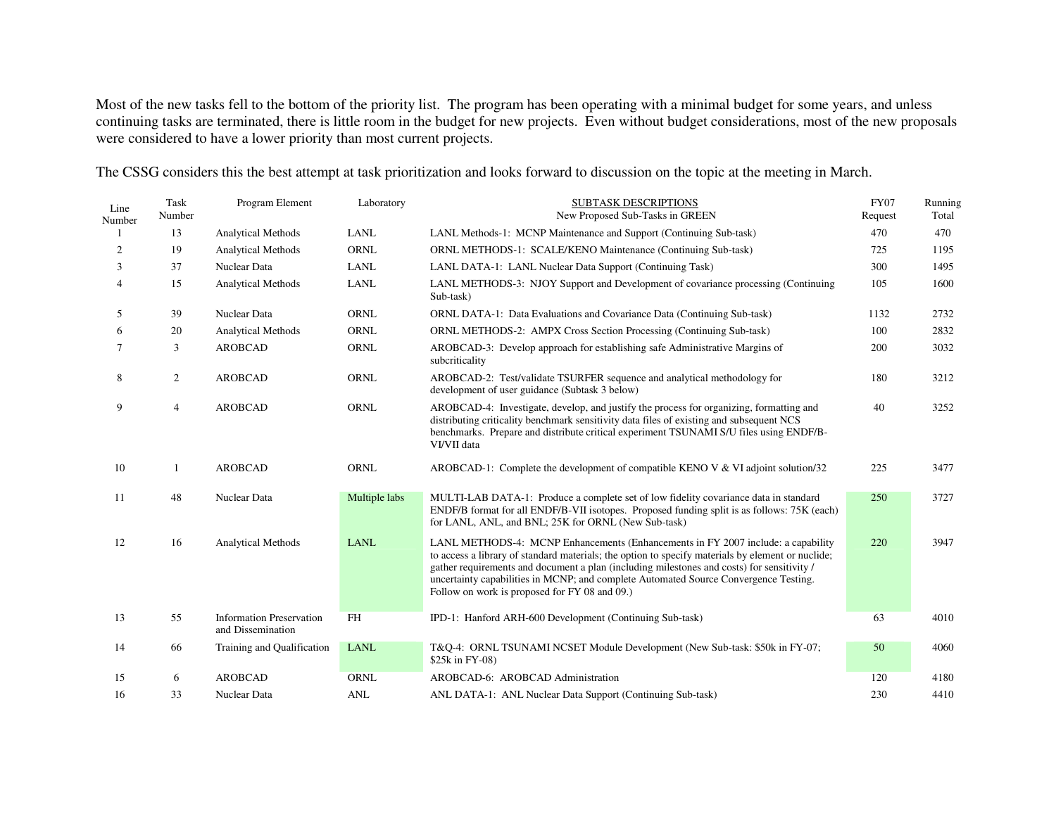Most of the new tasks fell to the bottom of the priority list. The program has been operating with a minimal budget for some years, and unless continuing tasks are terminated, there is little room in the budget for new projects. Even without budget considerations, most of the new proposals were considered to have a lower priority than most current projects.

The CSSG considers this the best attempt at task prioritization and looks forward to discussion on the topic at the meeting in March.

| Line Number | Task Number | Program Element | Laboratory | SUBTASK DESCRIPTIONS<br>New Proposed Sub-Tasks in GREEN | FY07 Request | Running Total |
|---|---|---|---|---|---|---|
| 1 | 13 | Analytical Methods | LANL | LANL Methods-1: MCNP Maintenance and Support (Continuing Sub-task) | 470 | 470 |
| 2 | 19 | Analytical Methods | ORNL | ORNL METHODS-1: SCALE/KENO Maintenance (Continuing Sub-task) | 725 | 1195 |
| 3 | 37 | Nuclear Data | LANL | LANL DATA-1: LANL Nuclear Data Support (Continuing Task) | 300 | 1495 |
| 4 | 15 | Analytical Methods | LANL | LANL METHODS-3: NJOY Support and Development of covariance processing (Continuing Sub-task) | 105 | 1600 |
| 5 | 39 | Nuclear Data | ORNL | ORNL DATA-1: Data Evaluations and Covariance Data (Continuing Sub-task) | 1132 | 2732 |
| 6 | 20 | Analytical Methods | ORNL | ORNL METHODS-2: AMPX Cross Section Processing (Continuing Sub-task) | 100 | 2832 |
| 7 | 3 | AROBCAD | ORNL | AROBCAD-3: Develop approach for establishing safe Administrative Margins of subcriticality | 200 | 3032 |
| 8 | 2 | AROBCAD | ORNL | AROBCAD-2: Test/validate TSURFER sequence and analytical methodology for development of user guidance (Subtask 3 below) | 180 | 3212 |
| 9 | 4 | AROBCAD | ORNL | AROBCAD-4: Investigate, develop, and justify the process for organizing, formatting and distributing criticality benchmark sensitivity data files of existing and subsequent NCS benchmarks. Prepare and distribute critical experiment TSUNAMI S/U files using ENDF/B-VI/VII data | 40 | 3252 |
| 10 | 1 | AROBCAD | ORNL | AROBCAD-1: Complete the development of compatible KENO V & VI adjoint solution/32 | 225 | 3477 |
| 11 | 48 | Nuclear Data | Multiple labs | MULTI-LAB DATA-1: Produce a complete set of low fidelity covariance data in standard ENDF/B format for all ENDF/B-VII isotopes. Proposed funding split is as follows: 75K (each) for LANL, ANL, and BNL; 25K for ORNL (New Sub-task) | 250 | 3727 |
| 12 | 16 | Analytical Methods | LANL | LANL METHODS-4: MCNP Enhancements (Enhancements in FY 2007 include: a capability to access a library of standard materials; the option to specify materials by element or nuclide; gather requirements and document a plan (including milestones and costs) for sensitivity / uncertainty capabilities in MCNP; and complete Automated Source Convergence Testing. Follow on work is proposed for FY 08 and 09.) | 220 | 3947 |
| 13 | 55 | Information Preservation and Dissemination | FH | IPD-1: Hanford ARH-600 Development (Continuing Sub-task) | 63 | 4010 |
| 14 | 66 | Training and Qualification | LANL | T&Q-4: ORNL TSUNAMI NCSET Module Development (New Sub-task: $50k in FY-07; $25k in FY-08) | 50 | 4060 |
| 15 | 6 | AROBCAD | ORNL | AROBCAD-6: AROBCAD Administration | 120 | 4180 |
| 16 | 33 | Nuclear Data | ANL | ANL DATA-1: ANL Nuclear Data Support (Continuing Sub-task) | 230 | 4410 |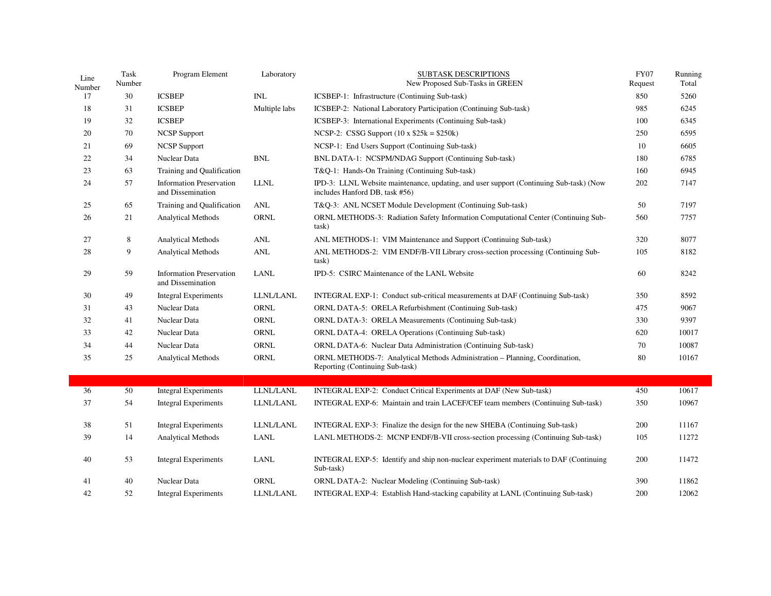| Line Number | Task Number | Program Element | Laboratory | SUBTASK DESCRIPTIONS New Proposed Sub-Tasks in GREEN | FY07 Request | Running Total |
|---|---|---|---|---|---|---|
| 17 | 30 | ICSBEP | INL | ICSBEP-1: Infrastructure (Continuing Sub-task) | 850 | 5260 |
| 18 | 31 | ICSBEP | Multiple labs | ICSBEP-2: National Laboratory Participation (Continuing Sub-task) | 985 | 6245 |
| 19 | 32 | ICSBEP | | ICSBEP-3: International Experiments (Continuing Sub-task) | 100 | 6345 |
| 20 | 70 | NCSP Support | | NCSP-2: CSSG Support (10 x $25k = $250k) | 250 | 6595 |
| 21 | 69 | NCSP Support | | NCSP-1: End Users Support (Continuing Sub-task) | 10 | 6605 |
| 22 | 34 | Nuclear Data | BNL | BNL DATA-1: NCSPM/NDAG Support (Continuing Sub-task) | 180 | 6785 |
| 23 | 63 | Training and Qualification | | T&Q-1: Hands-On Training (Continuing Sub-task) | 160 | 6945 |
| 24 | 57 | Information Preservation and Dissemination | LLNL | IPD-3: LLNL Website maintenance, updating, and user support (Continuing Sub-task) (Now includes Hanford DB, task #56) | 202 | 7147 |
| 25 | 65 | Training and Qualification | ANL | T&Q-3: ANL NCSET Module Development (Continuing Sub-task) | 50 | 7197 |
| 26 | 21 | Analytical Methods | ORNL | ORNL METHODS-3: Radiation Safety Information Computational Center (Continuing Sub-task) | 560 | 7757 |
| 27 | 8 | Analytical Methods | ANL | ANL METHODS-1: VIM Maintenance and Support (Continuing Sub-task) | 320 | 8077 |
| 28 | 9 | Analytical Methods | ANL | ANL METHODS-2: VIM ENDF/B-VII Library cross-section processing (Continuing Sub-task) | 105 | 8182 |
| 29 | 59 | Information Preservation and Dissemination | LANL | IPD-5: CSIRC Maintenance of the LANL Website | 60 | 8242 |
| 30 | 49 | Integral Experiments | LLNL/LANL | INTEGRAL EXP-1: Conduct sub-critical measurements at DAF (Continuing Sub-task) | 350 | 8592 |
| 31 | 43 | Nuclear Data | ORNL | ORNL DATA-5: ORELA Refurbishment (Continuing Sub-task) | 475 | 9067 |
| 32 | 41 | Nuclear Data | ORNL | ORNL DATA-3: ORELA Measurements (Continuing Sub-task) | 330 | 9397 |
| 33 | 42 | Nuclear Data | ORNL | ORNL DATA-4: ORELA Operations (Continuing Sub-task) | 620 | 10017 |
| 34 | 44 | Nuclear Data | ORNL | ORNL DATA-6: Nuclear Data Administration (Continuing Sub-task) | 70 | 10087 |
| 35 | 25 | Analytical Methods | ORNL | ORNL METHODS-7: Analytical Methods Administration – Planning, Coordination, Reporting (Continuing Sub-task) | 80 | 10167 |
| | | | | | | |
| 36 | 50 | Integral Experiments | LLNL/LANL | INTEGRAL EXP-2: Conduct Critical Experiments at DAF (New Sub-task) | 450 | 10617 |
| 37 | 54 | Integral Experiments | LLNL/LANL | INTEGRAL EXP-6: Maintain and train LACEF/CEF team members (Continuing Sub-task) | 350 | 10967 |
| 38 | 51 | Integral Experiments | LLNL/LANL | INTEGRAL EXP-3: Finalize the design for the new SHEBA (Continuing Sub-task) | 200 | 11167 |
| 39 | 14 | Analytical Methods | LANL | LANL METHODS-2: MCNP ENDF/B-VII cross-section processing (Continuing Sub-task) | 105 | 11272 |
| 40 | 53 | Integral Experiments | LANL | INTEGRAL EXP-5: Identify and ship non-nuclear experiment materials to DAF (Continuing Sub-task) | 200 | 11472 |
| 41 | 40 | Nuclear Data | ORNL | ORNL DATA-2: Nuclear Modeling (Continuing Sub-task) | 390 | 11862 |
| 42 | 52 | Integral Experiments | LLNL/LANL | INTEGRAL EXP-4: Establish Hand-stacking capability at LANL (Continuing Sub-task) | 200 | 12062 |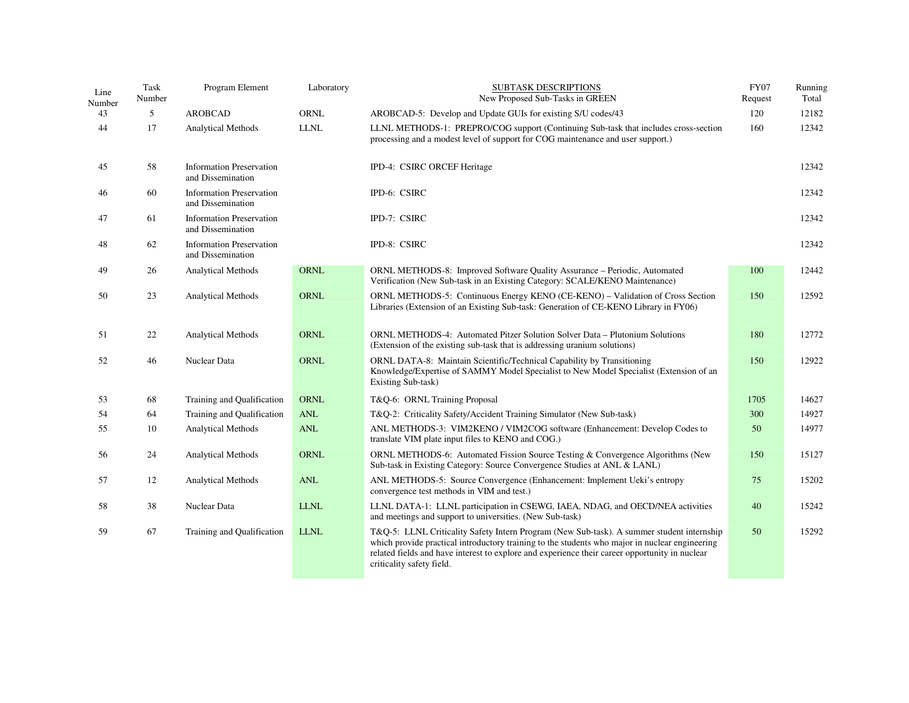| Line Number | Task Number | Program Element | Laboratory | SUBTASK DESCRIPTIONS<br>New Proposed Sub-Tasks in GREEN | FY07 Request | Running Total |
|---|---|---|---|---|---|---|
| 43 | 5 | AROBCAD | ORNL | AROBCAD-5: Develop and Update GUIs for existing S/U codes/43 | 120 | 12182 |
| 44 | 17 | Analytical Methods | LLNL | LLNL METHODS-1: PREPRO/COG support (Continuing Sub-task that includes cross-section processing and a modest level of support for COG maintenance and user support.) | 160 | 12342 |
| 45 | 58 | Information Preservation and Dissemination | | IPD-4: CSIRC ORCEF Heritage | | 12342 |
| 46 | 60 | Information Preservation and Dissemination | | IPD-6: CSIRC | | 12342 |
| 47 | 61 | Information Preservation and Dissemination | | IPD-7: CSIRC | | 12342 |
| 48 | 62 | Information Preservation and Dissemination | | IPD-8: CSIRC | | 12342 |
| 49 | 26 | Analytical Methods | ORNL | ORNL METHODS-8: Improved Software Quality Assurance – Periodic, Automated Verification (New Sub-task in an Existing Category: SCALE/KENO Maintenance) | 100 | 12442 |
| 50 | 23 | Analytical Methods | ORNL | ORNL METHODS-5: Continuous Energy KENO (CE-KENO) – Validation of Cross Section Libraries (Extension of an Existing Sub-task: Generation of CE-KENO Library in FY06) | 150 | 12592 |
| 51 | 22 | Analytical Methods | ORNL | ORNL METHODS-4: Automated Pitzer Solution Solver Data – Plutonium Solutions (Extension of the existing sub-task that is addressing uranium solutions) | 180 | 12772 |
| 52 | 46 | Nuclear Data | ORNL | ORNL DATA-8: Maintain Scientific/Technical Capability by Transitioning Knowledge/Expertise of SAMMY Model Specialist to New Model Specialist (Extension of an Existing Sub-task) | 150 | 12922 |
| 53 | 68 | Training and Qualification | ORNL | T&Q-6: ORNL Training Proposal | 1705 | 14627 |
| 54 | 64 | Training and Qualification | ANL | T&Q-2: Criticality Safety/Accident Training Simulator (New Sub-task) | 300 | 14927 |
| 55 | 10 | Analytical Methods | ANL | ANL METHODS-3: VIM2KENO / VIM2COG software (Enhancement: Develop Codes to translate VIM plate input files to KENO and COG.) | 50 | 14977 |
| 56 | 24 | Analytical Methods | ORNL | ORNL METHODS-6: Automated Fission Source Testing & Convergence Algorithms (New Sub-task in Existing Category: Source Convergence Studies at ANL & LANL) | 150 | 15127 |
| 57 | 12 | Analytical Methods | ANL | ANL METHODS-5: Source Convergence (Enhancement: Implement Ueki's entropy convergence test methods in VIM and test.) | 75 | 15202 |
| 58 | 38 | Nuclear Data | LLNL | LLNL DATA-1: LLNL participation in CSEWG, IAEA, NDAG, and OECD/NEA activities and meetings and support to universities. (New Sub-task) | 40 | 15242 |
| 59 | 67 | Training and Qualification | LLNL | T&Q-5: LLNL Criticality Safety Intern Program (New Sub-task). A summer student internship which provide practical introductory training to the students who major in nuclear engineering related fields and have interest to explore and experience their career opportunity in nuclear criticality safety field. | 50 | 15292 |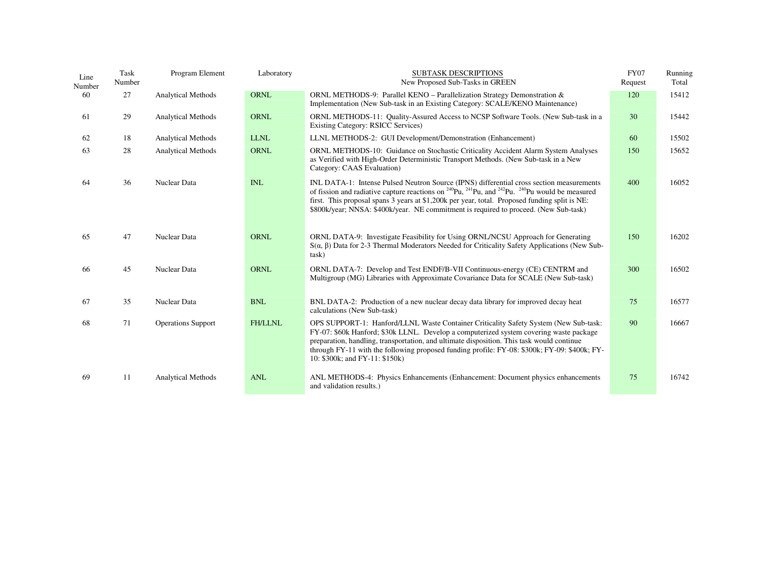| Line Number | Task Number | Program Element | Laboratory | SUBTASK DESCRIPTIONS<br>New Proposed Sub-Tasks in GREEN | FY07 Request | Running Total |
|---|---|---|---|---|---|---|
| 60 | 27 | Analytical Methods | ORNL | ORNL METHODS-9: Parallel KENO – Parallelization Strategy Demonstration & Implementation (New Sub-task in an Existing Category: SCALE/KENO Maintenance) | 120 | 15412 |
| 61 | 29 | Analytical Methods | ORNL | ORNL METHODS-11: Quality-Assured Access to NCSP Software Tools. (New Sub-task in a Existing Category: RSICC Services) | 30 | 15442 |
| 62 | 18 | Analytical Methods | LLNL | LLNL METHODS-2: GUI Development/Demonstration (Enhancement) | 60 | 15502 |
| 63 | 28 | Analytical Methods | ORNL | ORNL METHODS-10: Guidance on Stochastic Criticality Accident Alarm System Analyses as Verified with High-Order Deterministic Transport Methods. (New Sub-task in a New Category: CAAS Evaluation) | 150 | 15652 |
| 64 | 36 | Nuclear Data | INL | INL DATA-1: Intense Pulsed Neutron Source (IPNS) differential cross section measurements of fission and radiative capture reactions on $^{240}$Pu, $^{241}$Pu, and $^{242}$Pu. $^{240}$Pu would be measured first. This proposal spans 3 years at $1,200k per year, total. Proposed funding split is NE: $800k/year; NNSA: $400k/year. NE commitment is required to proceed. (New Sub-task) | 400 | 16052 |
| 65 | 47 | Nuclear Data | ORNL | ORNL DATA-9: Investigate Feasibility for Using ORNL/NCSU Approach for Generating S(α, β) Data for 2-3 Thermal Moderators Needed for Criticality Safety Applications (New Sub-task) | 150 | 16202 |
| 66 | 45 | Nuclear Data | ORNL | ORNL DATA-7: Develop and Test ENDF/B-VII Continuous-energy (CE) CENTRM and Multigroup (MG) Libraries with Approximate Covariance Data for SCALE (New Sub-task) | 300 | 16502 |
| 67 | 35 | Nuclear Data | BNL | BNL DATA-2: Production of a new nuclear decay data library for improved decay heat calculations (New Sub-task) | 75 | 16577 |
| 68 | 71 | Operations Support | FH/LLNL | OPS SUPPORT-1: Hanford/LLNL Waste Container Criticality Safety System (New Sub-task: FY-07: $60k Hanford; $30k LLNL. Develop a computerized system covering waste package preparation, handling, transportation, and ultimate disposition. This task would continue through FY-11 with the following proposed funding profile: FY-08: $300k; FY-09: $400k; FY-10: $300k; and FY-11: $150k) | 90 | 16667 |
| 69 | 11 | Analytical Methods | ANL | ANL METHODS-4: Physics Enhancements (Enhancement: Document physics enhancements and validation results.) | 75 | 16742 |